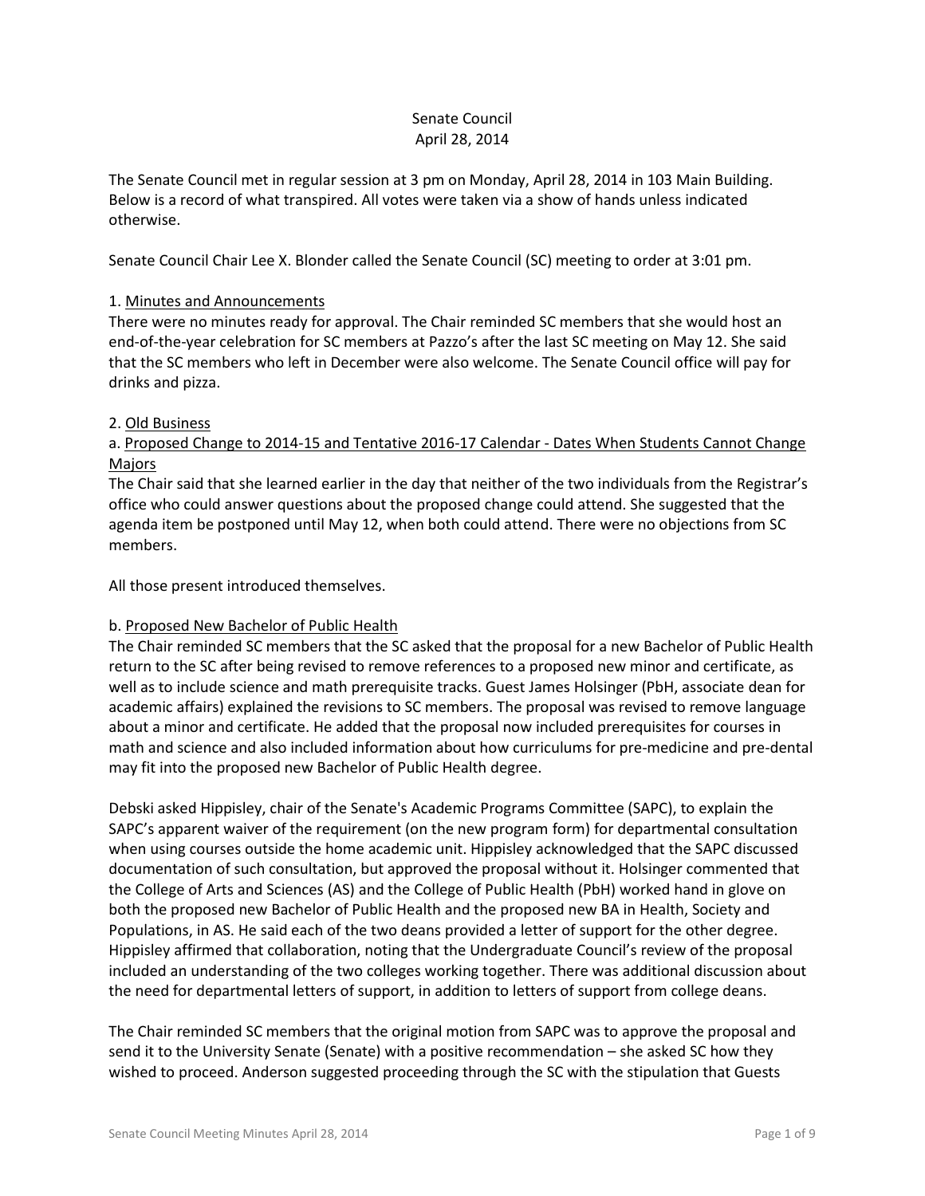# Senate Council
## April 28, 2014

The Senate Council met in regular session at 3 pm on Monday, April 28, 2014 in 103 Main Building. Below is a record of what transpired. All votes were taken via a show of hands unless indicated otherwise.

Senate Council Chair Lee X. Blonder called the Senate Council (SC) meeting to order at 3:01 pm.

1. Minutes and Announcements

There were no minutes ready for approval. The Chair reminded SC members that she would host an end-of-the-year celebration for SC members at Pazzo's after the last SC meeting on May 12. She said that the SC members who left in December were also welcome. The Senate Council office will pay for drinks and pizza.

2. Old Business

a. Proposed Change to 2014-15 and Tentative 2016-17 Calendar - Dates When Students Cannot Change Majors

The Chair said that she learned earlier in the day that neither of the two individuals from the Registrar's office who could answer questions about the proposed change could attend. She suggested that the agenda item be postponed until May 12, when both could attend. There were no objections from SC members.

All those present introduced themselves.

b. Proposed New Bachelor of Public Health

The Chair reminded SC members that the SC asked that the proposal for a new Bachelor of Public Health return to the SC after being revised to remove references to a proposed new minor and certificate, as well as to include science and math prerequisite tracks. Guest James Holsinger (PbH, associate dean for academic affairs) explained the revisions to SC members. The proposal was revised to remove language about a minor and certificate. He added that the proposal now included prerequisites for courses in math and science and also included information about how curriculums for pre-medicine and pre-dental may fit into the proposed new Bachelor of Public Health degree.

Debski asked Hippisley, chair of the Senate's Academic Programs Committee (SAPC), to explain the SAPC's apparent waiver of the requirement (on the new program form) for departmental consultation when using courses outside the home academic unit. Hippisley acknowledged that the SAPC discussed documentation of such consultation, but approved the proposal without it. Holsinger commented that the College of Arts and Sciences (AS) and the College of Public Health (PbH) worked hand in glove on both the proposed new Bachelor of Public Health and the proposed new BA in Health, Society and Populations, in AS. He said each of the two deans provided a letter of support for the other degree. Hippisley affirmed that collaboration, noting that the Undergraduate Council's review of the proposal included an understanding of the two colleges working together. There was additional discussion about the need for departmental letters of support, in addition to letters of support from college deans.

The Chair reminded SC members that the original motion from SAPC was to approve the proposal and send it to the University Senate (Senate) with a positive recommendation – she asked SC how they wished to proceed. Anderson suggested proceeding through the SC with the stipulation that Guests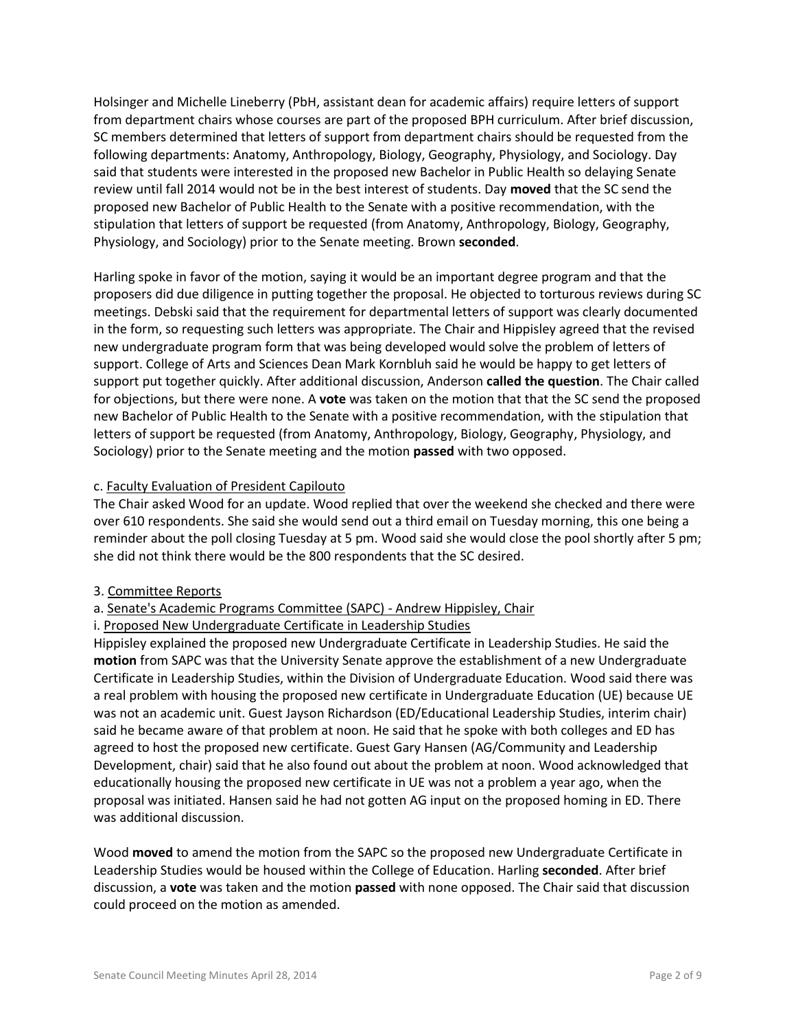Holsinger and Michelle Lineberry (PbH, assistant dean for academic affairs) require letters of support from department chairs whose courses are part of the proposed BPH curriculum. After brief discussion, SC members determined that letters of support from department chairs should be requested from the following departments: Anatomy, Anthropology, Biology, Geography, Physiology, and Sociology. Day said that students were interested in the proposed new Bachelor in Public Health so delaying Senate review until fall 2014 would not be in the best interest of students. Day **moved** that the SC send the proposed new Bachelor of Public Health to the Senate with a positive recommendation, with the stipulation that letters of support be requested (from Anatomy, Anthropology, Biology, Geography, Physiology, and Sociology) prior to the Senate meeting. Brown **seconded**.

Harling spoke in favor of the motion, saying it would be an important degree program and that the proposers did due diligence in putting together the proposal. He objected to torturous reviews during SC meetings. Debski said that the requirement for departmental letters of support was clearly documented in the form, so requesting such letters was appropriate. The Chair and Hippisley agreed that the revised new undergraduate program form that was being developed would solve the problem of letters of support. College of Arts and Sciences Dean Mark Kornbluh said he would be happy to get letters of support put together quickly. After additional discussion, Anderson **called the question**. The Chair called for objections, but there were none. A **vote** was taken on the motion that that the SC send the proposed new Bachelor of Public Health to the Senate with a positive recommendation, with the stipulation that letters of support be requested (from Anatomy, Anthropology, Biology, Geography, Physiology, and Sociology) prior to the Senate meeting and the motion **passed** with two opposed.

c. Faculty Evaluation of President Capilouto

The Chair asked Wood for an update. Wood replied that over the weekend she checked and there were over 610 respondents. She said she would send out a third email on Tuesday morning, this one being a reminder about the poll closing Tuesday at 5 pm. Wood said she would close the pool shortly after 5 pm; she did not think there would be the 800 respondents that the SC desired.

3. Committee Reports

a. Senate's Academic Programs Committee (SAPC) - Andrew Hippisley, Chair

i. Proposed New Undergraduate Certificate in Leadership Studies

Hippisley explained the proposed new Undergraduate Certificate in Leadership Studies. He said the **motion** from SAPC was that the University Senate approve the establishment of a new Undergraduate Certificate in Leadership Studies, within the Division of Undergraduate Education. Wood said there was a real problem with housing the proposed new certificate in Undergraduate Education (UE) because UE was not an academic unit. Guest Jayson Richardson (ED/Educational Leadership Studies, interim chair) said he became aware of that problem at noon. He said that he spoke with both colleges and ED has agreed to host the proposed new certificate. Guest Gary Hansen (AG/Community and Leadership Development, chair) said that he also found out about the problem at noon. Wood acknowledged that educationally housing the proposed new certificate in UE was not a problem a year ago, when the proposal was initiated. Hansen said he had not gotten AG input on the proposed homing in ED. There was additional discussion.

Wood **moved** to amend the motion from the SAPC so the proposed new Undergraduate Certificate in Leadership Studies would be housed within the College of Education. Harling **seconded**. After brief discussion, a **vote** was taken and the motion **passed** with none opposed. The Chair said that discussion could proceed on the motion as amended.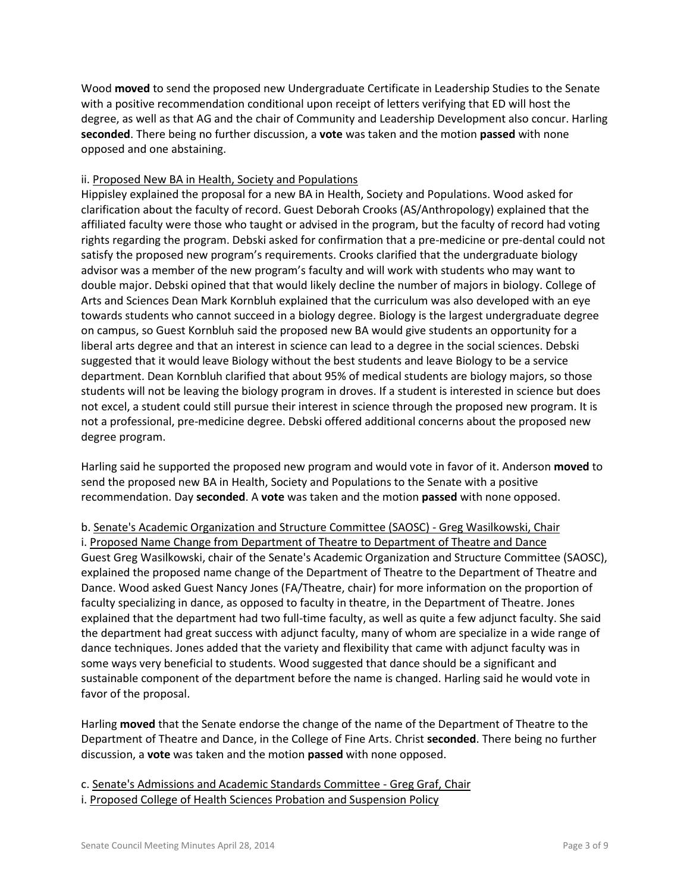Wood **moved** to send the proposed new Undergraduate Certificate in Leadership Studies to the Senate with a positive recommendation conditional upon receipt of letters verifying that ED will host the degree, as well as that AG and the chair of Community and Leadership Development also concur. Harling **seconded**. There being no further discussion, a **vote** was taken and the motion **passed** with none opposed and one abstaining.

ii. Proposed New BA in Health, Society and Populations

Hippisley explained the proposal for a new BA in Health, Society and Populations. Wood asked for clarification about the faculty of record. Guest Deborah Crooks (AS/Anthropology) explained that the affiliated faculty were those who taught or advised in the program, but the faculty of record had voting rights regarding the program. Debski asked for confirmation that a pre-medicine or pre-dental could not satisfy the proposed new program's requirements. Crooks clarified that the undergraduate biology advisor was a member of the new program's faculty and will work with students who may want to double major. Debski opined that that would likely decline the number of majors in biology. College of Arts and Sciences Dean Mark Kornbluh explained that the curriculum was also developed with an eye towards students who cannot succeed in a biology degree. Biology is the largest undergraduate degree on campus, so Guest Kornbluh said the proposed new BA would give students an opportunity for a liberal arts degree and that an interest in science can lead to a degree in the social sciences. Debski suggested that it would leave Biology without the best students and leave Biology to be a service department. Dean Kornbluh clarified that about 95% of medical students are biology majors, so those students will not be leaving the biology program in droves. If a student is interested in science but does not excel, a student could still pursue their interest in science through the proposed new program. It is not a professional, pre-medicine degree. Debski offered additional concerns about the proposed new degree program.

Harling said he supported the proposed new program and would vote in favor of it. Anderson **moved** to send the proposed new BA in Health, Society and Populations to the Senate with a positive recommendation. Day **seconded**. A **vote** was taken and the motion **passed** with none opposed.

b. Senate's Academic Organization and Structure Committee (SAOSC) - Greg Wasilkowski, Chair

i. Proposed Name Change from Department of Theatre to Department of Theatre and Dance

Guest Greg Wasilkowski, chair of the Senate's Academic Organization and Structure Committee (SAOSC), explained the proposed name change of the Department of Theatre to the Department of Theatre and Dance. Wood asked Guest Nancy Jones (FA/Theatre, chair) for more information on the proportion of faculty specializing in dance, as opposed to faculty in theatre, in the Department of Theatre. Jones explained that the department had two full-time faculty, as well as quite a few adjunct faculty. She said the department had great success with adjunct faculty, many of whom are specialize in a wide range of dance techniques. Jones added that the variety and flexibility that came with adjunct faculty was in some ways very beneficial to students. Wood suggested that dance should be a significant and sustainable component of the department before the name is changed. Harling said he would vote in favor of the proposal.

Harling **moved** that the Senate endorse the change of the name of the Department of Theatre to the Department of Theatre and Dance, in the College of Fine Arts. Christ **seconded**. There being no further discussion, a **vote** was taken and the motion **passed** with none opposed.

c. Senate's Admissions and Academic Standards Committee - Greg Graf, Chair

i. Proposed College of Health Sciences Probation and Suspension Policy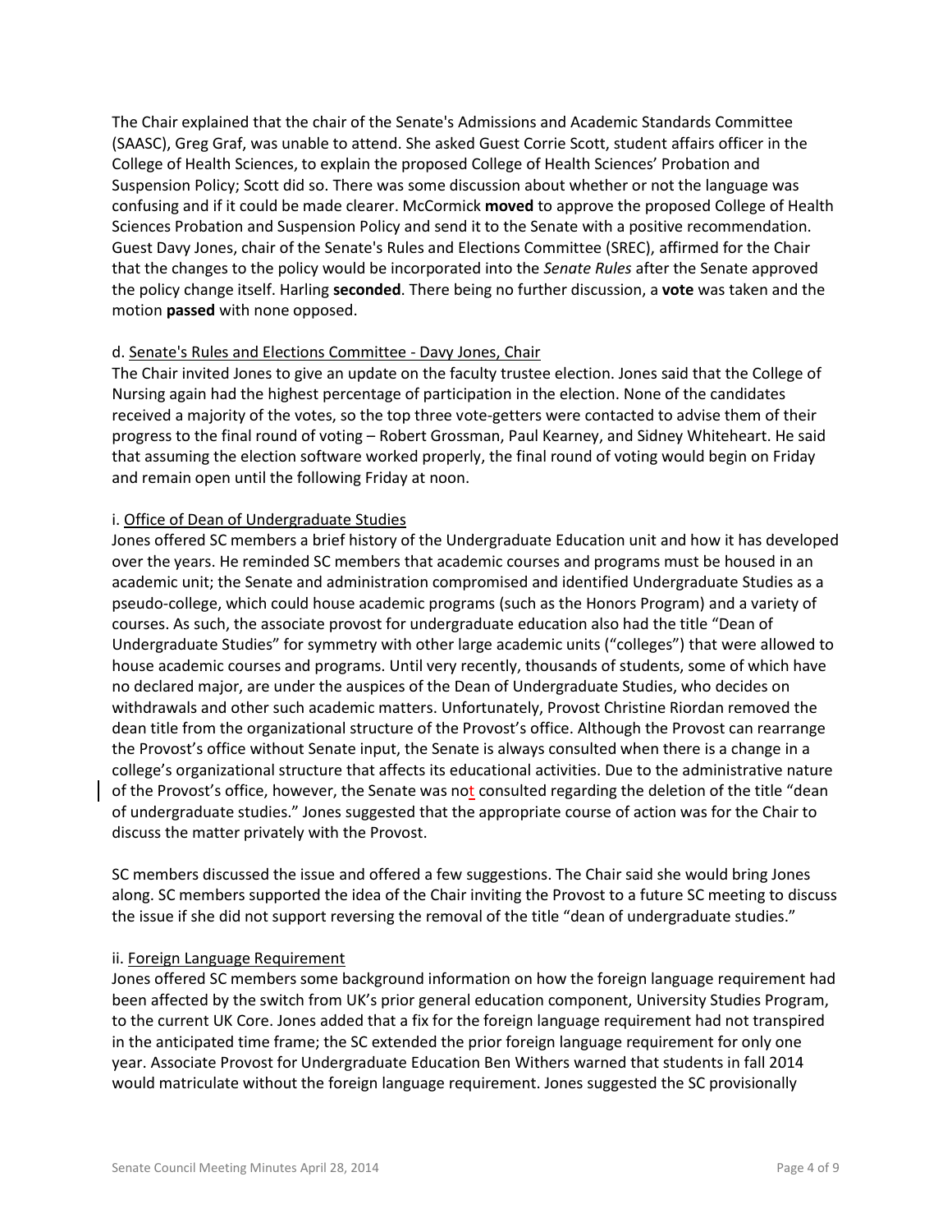The Chair explained that the chair of the Senate's Admissions and Academic Standards Committee (SAASC), Greg Graf, was unable to attend. She asked Guest Corrie Scott, student affairs officer in the College of Health Sciences, to explain the proposed College of Health Sciences' Probation and Suspension Policy; Scott did so. There was some discussion about whether or not the language was confusing and if it could be made clearer. McCormick **moved** to approve the proposed College of Health Sciences Probation and Suspension Policy and send it to the Senate with a positive recommendation. Guest Davy Jones, chair of the Senate's Rules and Elections Committee (SREC), affirmed for the Chair that the changes to the policy would be incorporated into the *Senate Rules* after the Senate approved the policy change itself. Harling **seconded**. There being no further discussion, a **vote** was taken and the motion **passed** with none opposed.

d. Senate's Rules and Elections Committee - Davy Jones, Chair

The Chair invited Jones to give an update on the faculty trustee election. Jones said that the College of Nursing again had the highest percentage of participation in the election. None of the candidates received a majority of the votes, so the top three vote-getters were contacted to advise them of their progress to the final round of voting – Robert Grossman, Paul Kearney, and Sidney Whiteheart. He said that assuming the election software worked properly, the final round of voting would begin on Friday and remain open until the following Friday at noon.

i. Office of Dean of Undergraduate Studies

Jones offered SC members a brief history of the Undergraduate Education unit and how it has developed over the years. He reminded SC members that academic courses and programs must be housed in an academic unit; the Senate and administration compromised and identified Undergraduate Studies as a pseudo-college, which could house academic programs (such as the Honors Program) and a variety of courses. As such, the associate provost for undergraduate education also had the title "Dean of Undergraduate Studies" for symmetry with other large academic units ("colleges") that were allowed to house academic courses and programs. Until very recently, thousands of students, some of which have no declared major, are under the auspices of the Dean of Undergraduate Studies, who decides on withdrawals and other such academic matters. Unfortunately, Provost Christine Riordan removed the dean title from the organizational structure of the Provost's office. Although the Provost can rearrange the Provost's office without Senate input, the Senate is always consulted when there is a change in a college's organizational structure that affects its educational activities. Due to the administrative nature of the Provost's office, however, the Senate was not consulted regarding the deletion of the title "dean of undergraduate studies." Jones suggested that the appropriate course of action was for the Chair to discuss the matter privately with the Provost.

SC members discussed the issue and offered a few suggestions. The Chair said she would bring Jones along. SC members supported the idea of the Chair inviting the Provost to a future SC meeting to discuss the issue if she did not support reversing the removal of the title "dean of undergraduate studies."

ii. Foreign Language Requirement

Jones offered SC members some background information on how the foreign language requirement had been affected by the switch from UK's prior general education component, University Studies Program, to the current UK Core. Jones added that a fix for the foreign language requirement had not transpired in the anticipated time frame; the SC extended the prior foreign language requirement for only one year. Associate Provost for Undergraduate Education Ben Withers warned that students in fall 2014 would matriculate without the foreign language requirement. Jones suggested the SC provisionally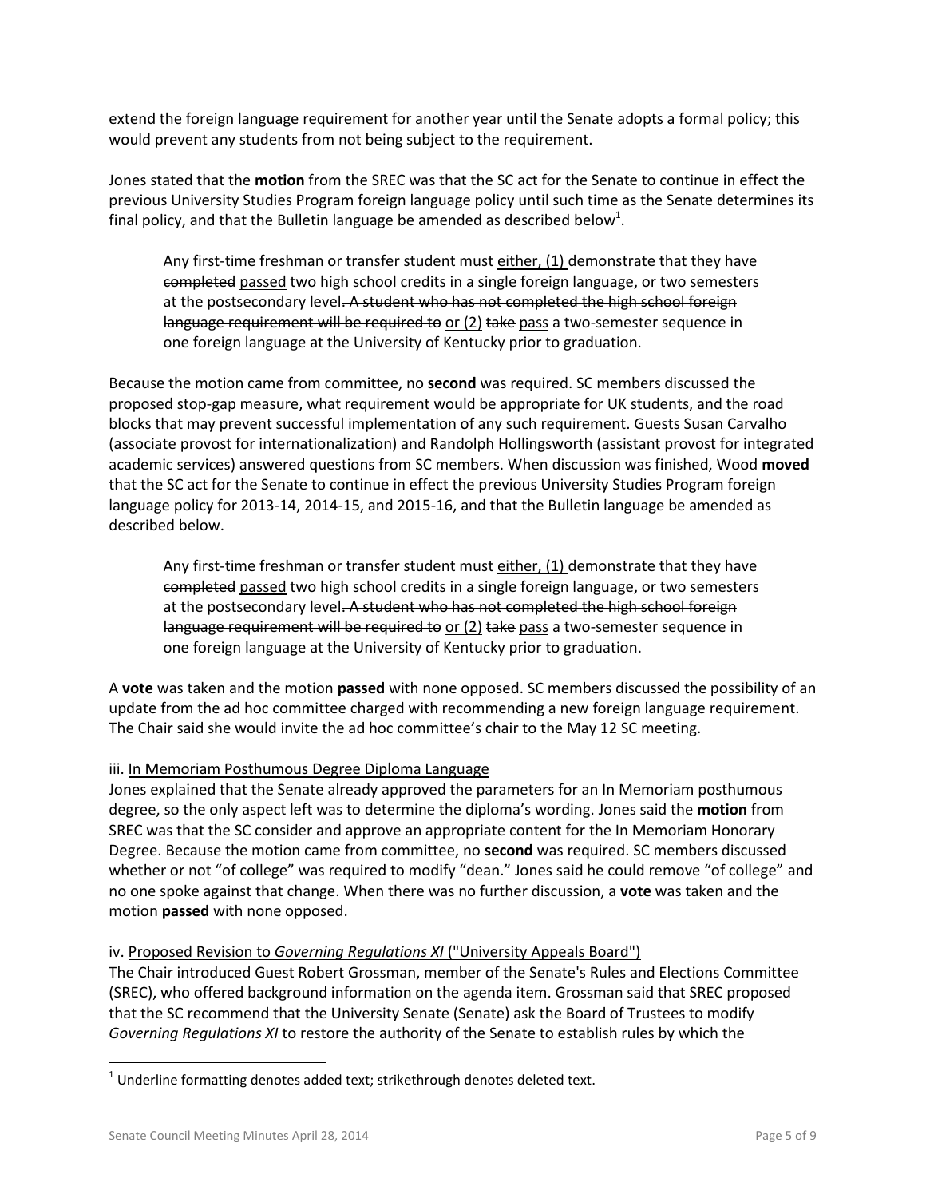extend the foreign language requirement for another year until the Senate adopts a formal policy; this would prevent any students from not being subject to the requirement.

Jones stated that the **motion** from the SREC was that the SC act for the Senate to continue in effect the previous University Studies Program foreign language policy until such time as the Senate determines its final policy, and that the Bulletin language be amended as described below[1].

> Any first-time freshman or transfer student must <u>either, (1)</u> demonstrate that they have ~~completed~~ <u>passed</u> two high school credits in a single foreign language, or two semesters at the postsecondary level~~. A student who has not completed the high school foreign language requirement will be required to~~ <u>or (2)</u> ~~take~~ <u>pass</u> a two-semester sequence in one foreign language at the University of Kentucky prior to graduation.

Because the motion came from committee, no **second** was required. SC members discussed the proposed stop-gap measure, what requirement would be appropriate for UK students, and the road blocks that may prevent successful implementation of any such requirement. Guests Susan Carvalho (associate provost for internationalization) and Randolph Hollingsworth (assistant provost for integrated academic services) answered questions from SC members. When discussion was finished, Wood **moved** that the SC act for the Senate to continue in effect the previous University Studies Program foreign language policy for 2013-14, 2014-15, and 2015-16, and that the Bulletin language be amended as described below.

> Any first-time freshman or transfer student must <u>either, (1)</u> demonstrate that they have ~~completed~~ <u>passed</u> two high school credits in a single foreign language, or two semesters at the postsecondary level~~. A student who has not completed the high school foreign language requirement will be required to~~ <u>or (2)</u> ~~take~~ <u>pass</u> a two-semester sequence in one foreign language at the University of Kentucky prior to graduation.

A **vote** was taken and the motion **passed** with none opposed. SC members discussed the possibility of an update from the ad hoc committee charged with recommending a new foreign language requirement. The Chair said she would invite the ad hoc committee's chair to the May 12 SC meeting.

<u>iii. In Memoriam Posthumous Degree Diploma Language</u>

Jones explained that the Senate already approved the parameters for an In Memoriam posthumous degree, so the only aspect left was to determine the diploma's wording. Jones said the **motion** from SREC was that the SC consider and approve an appropriate content for the In Memoriam Honorary Degree. Because the motion came from committee, no **second** was required. SC members discussed whether or not "of college" was required to modify "dean." Jones said he could remove "of college" and no one spoke against that change. When there was no further discussion, a **vote** was taken and the motion **passed** with none opposed.

<u>iv. Proposed Revision to *Governing Regulations XI* ("University Appeals Board")</u>

The Chair introduced Guest Robert Grossman, member of the Senate's Rules and Elections Committee (SREC), who offered background information on the agenda item. Grossman said that SREC proposed that the SC recommend that the University Senate (Senate) ask the Board of Trustees to modify *Governing Regulations XI* to restore the authority of the Senate to establish rules by which the

[1] Underline formatting denotes added text; strikethrough denotes deleted text.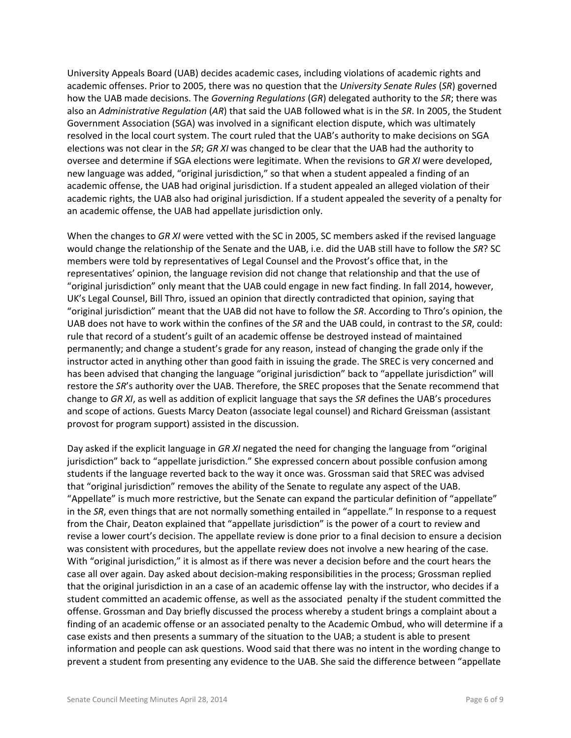University Appeals Board (UAB) decides academic cases, including violations of academic rights and academic offenses. Prior to 2005, there was no question that the *University Senate Rules* (*SR*) governed how the UAB made decisions. The *Governing Regulations* (*GR*) delegated authority to the *SR*; there was also an *Administrative Regulation* (*AR*) that said the UAB followed what is in the *SR*. In 2005, the Student Government Association (SGA) was involved in a significant election dispute, which was ultimately resolved in the local court system. The court ruled that the UAB's authority to make decisions on SGA elections was not clear in the *SR*; *GR XI* was changed to be clear that the UAB had the authority to oversee and determine if SGA elections were legitimate. When the revisions to *GR XI* were developed, new language was added, "original jurisdiction," so that when a student appealed a finding of an academic offense, the UAB had original jurisdiction. If a student appealed an alleged violation of their academic rights, the UAB also had original jurisdiction. If a student appealed the severity of a penalty for an academic offense, the UAB had appellate jurisdiction only.

When the changes to *GR XI* were vetted with the SC in 2005, SC members asked if the revised language would change the relationship of the Senate and the UAB, i.e. did the UAB still have to follow the *SR*? SC members were told by representatives of Legal Counsel and the Provost's office that, in the representatives' opinion, the language revision did not change that relationship and that the use of "original jurisdiction" only meant that the UAB could engage in new fact finding. In fall 2014, however, UK's Legal Counsel, Bill Thro, issued an opinion that directly contradicted that opinion, saying that "original jurisdiction" meant that the UAB did not have to follow the *SR*. According to Thro's opinion, the UAB does not have to work within the confines of the *SR* and the UAB could, in contrast to the *SR*, could: rule that record of a student's guilt of an academic offense be destroyed instead of maintained permanently; and change a student's grade for any reason, instead of changing the grade only if the instructor acted in anything other than good faith in issuing the grade. The SREC is very concerned and has been advised that changing the language "original jurisdiction" back to "appellate jurisdiction" will restore the *SR*'s authority over the UAB. Therefore, the SREC proposes that the Senate recommend that change to *GR XI*, as well as addition of explicit language that says the *SR* defines the UAB's procedures and scope of actions. Guests Marcy Deaton (associate legal counsel) and Richard Greissman (assistant provost for program support) assisted in the discussion.

Day asked if the explicit language in *GR XI* negated the need for changing the language from "original jurisdiction" back to "appellate jurisdiction." She expressed concern about possible confusion among students if the language reverted back to the way it once was. Grossman said that SREC was advised that "original jurisdiction" removes the ability of the Senate to regulate any aspect of the UAB. "Appellate" is much more restrictive, but the Senate can expand the particular definition of "appellate" in the *SR*, even things that are not normally something entailed in "appellate." In response to a request from the Chair, Deaton explained that "appellate jurisdiction" is the power of a court to review and revise a lower court's decision. The appellate review is done prior to a final decision to ensure a decision was consistent with procedures, but the appellate review does not involve a new hearing of the case. With "original jurisdiction," it is almost as if there was never a decision before and the court hears the case all over again. Day asked about decision-making responsibilities in the process; Grossman replied that the original jurisdiction in an a case of an academic offense lay with the instructor, who decides if a student committed an academic offense, as well as the associated penalty if the student committed the offense. Grossman and Day briefly discussed the process whereby a student brings a complaint about a finding of an academic offense or an associated penalty to the Academic Ombud, who will determine if a case exists and then presents a summary of the situation to the UAB; a student is able to present information and people can ask questions. Wood said that there was no intent in the wording change to prevent a student from presenting any evidence to the UAB. She said the difference between "appellate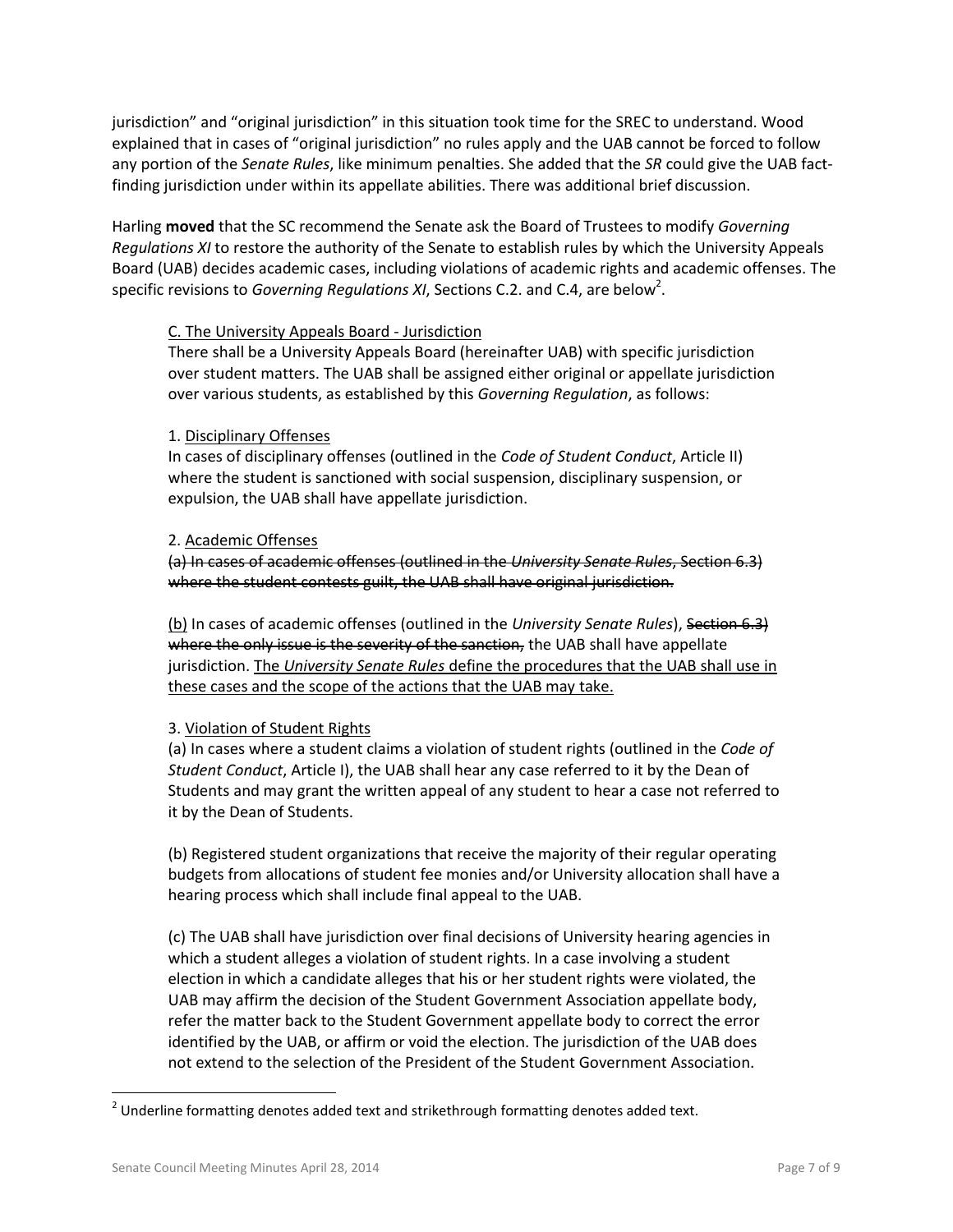jurisdiction" and "original jurisdiction" in this situation took time for the SREC to understand. Wood explained that in cases of "original jurisdiction" no rules apply and the UAB cannot be forced to follow any portion of the *Senate Rules*, like minimum penalties. She added that the *SR* could give the UAB fact-finding jurisdiction under within its appellate abilities. There was additional brief discussion.

Harling **moved** that the SC recommend the Senate ask the Board of Trustees to modify *Governing Regulations XI* to restore the authority of the Senate to establish rules by which the University Appeals Board (UAB) decides academic cases, including violations of academic rights and academic offenses. The specific revisions to *Governing Regulations XI*, Sections C.2. and C.4, are below[2].

> <u>C. The University Appeals Board - Jurisdiction</u>
> There shall be a University Appeals Board (hereinafter UAB) with specific jurisdiction over student matters. The UAB shall be assigned either original or appellate jurisdiction over various students, as established by this *Governing Regulation*, as follows:
>
> 1. <u>Disciplinary Offenses</u>
> In cases of disciplinary offenses (outlined in the *Code of Student Conduct*, Article II) where the student is sanctioned with social suspension, disciplinary suspension, or expulsion, the UAB shall have appellate jurisdiction.
>
> 2. <u>Academic Offenses</u>
> ~~(a) In cases of academic offenses (outlined in the *University Senate Rules*, Section 6.3) where the student contests guilt, the UAB shall have original jurisdiction.~~
>
> <u>(b)</u> In cases of academic offenses (outlined in the *University Senate Rules*), ~~Section 6.3) where the only issue is the severity of the sanction,~~ the UAB shall have appellate jurisdiction. <u>The *University Senate Rules* define the procedures that the UAB shall use in these cases and the scope of the actions that the UAB may take.</u>
>
> 3. <u>Violation of Student Rights</u>
> (a) In cases where a student claims a violation of student rights (outlined in the *Code of Student Conduct*, Article I), the UAB shall hear any case referred to it by the Dean of Students and may grant the written appeal of any student to hear a case not referred to it by the Dean of Students.
>
> (b) Registered student organizations that receive the majority of their regular operating budgets from allocations of student fee monies and/or University allocation shall have a hearing process which shall include final appeal to the UAB.
>
> (c) The UAB shall have jurisdiction over final decisions of University hearing agencies in which a student alleges a violation of student rights. In a case involving a student election in which a candidate alleges that his or her student rights were violated, the UAB may affirm the decision of the Student Government Association appellate body, refer the matter back to the Student Government appellate body to correct the error identified by the UAB, or affirm or void the election. The jurisdiction of the UAB does not extend to the selection of the President of the Student Government Association.

[2] Underline formatting denotes added text and strikethrough formatting denotes added text.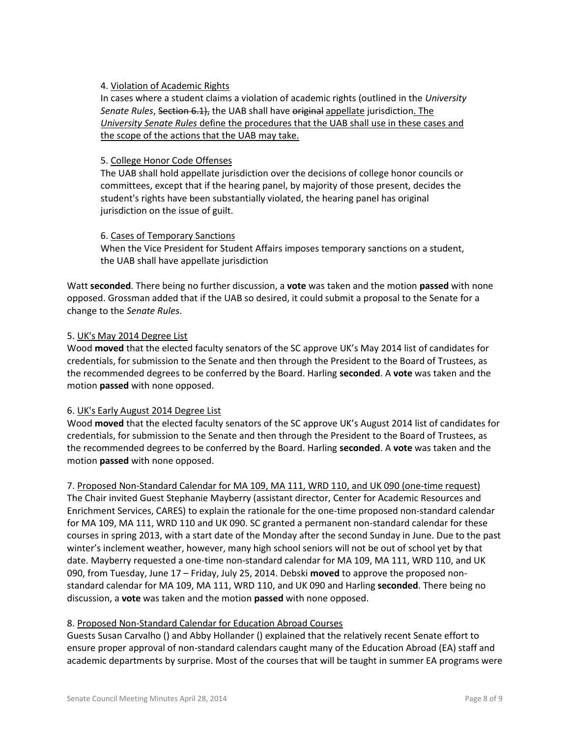4. <u>Violation of Academic Rights</u>
In cases where a student claims a violation of academic rights (outlined in the *University Senate Rules*, ~~Section 6.1),~~ the UAB shall have ~~original~~ <u>appellate</u> jurisdiction<u>. The *University Senate Rules* define the procedures that the UAB shall use in these cases and the scope of the actions that the UAB may take.</u>

5. <u>College Honor Code Offenses</u>
The UAB shall hold appellate jurisdiction over the decisions of college honor councils or committees, except that if the hearing panel, by majority of those present, decides the student's rights have been substantially violated, the hearing panel has original jurisdiction on the issue of guilt.

6. <u>Cases of Temporary Sanctions</u>
When the Vice President for Student Affairs imposes temporary sanctions on a student, the UAB shall have appellate jurisdiction

Watt **seconded**. There being no further discussion, a **vote** was taken and the motion **passed** with none opposed. Grossman added that if the UAB so desired, it could submit a proposal to the Senate for a change to the *Senate Rules*.

5. <u>UK's May 2014 Degree List</u>
Wood **moved** that the elected faculty senators of the SC approve UK's May 2014 list of candidates for credentials, for submission to the Senate and then through the President to the Board of Trustees, as the recommended degrees to be conferred by the Board. Harling **seconded**. A **vote** was taken and the motion **passed** with none opposed.

6. <u>UK's Early August 2014 Degree List</u>
Wood **moved** that the elected faculty senators of the SC approve UK's August 2014 list of candidates for credentials, for submission to the Senate and then through the President to the Board of Trustees, as the recommended degrees to be conferred by the Board. Harling **seconded**. A **vote** was taken and the motion **passed** with none opposed.

7. <u>Proposed Non-Standard Calendar for MA 109, MA 111, WRD 110, and UK 090 (one-time request)</u>
The Chair invited Guest Stephanie Mayberry (assistant director, Center for Academic Resources and Enrichment Services, CARES) to explain the rationale for the one-time proposed non-standard calendar for MA 109, MA 111, WRD 110 and UK 090. SC granted a permanent non-standard calendar for these courses in spring 2013, with a start date of the Monday after the second Sunday in June. Due to the past winter's inclement weather, however, many high school seniors will not be out of school yet by that date. Mayberry requested a one-time non-standard calendar for MA 109, MA 111, WRD 110, and UK 090, from Tuesday, June 17 – Friday, July 25, 2014. Debski **moved** to approve the proposed non-standard calendar for MA 109, MA 111, WRD 110, and UK 090 and Harling **seconded**. There being no discussion, a **vote** was taken and the motion **passed** with none opposed.

8. <u>Proposed Non-Standard Calendar for Education Abroad Courses</u>
Guests Susan Carvalho () and Abby Hollander () explained that the relatively recent Senate effort to ensure proper approval of non-standard calendars caught many of the Education Abroad (EA) staff and academic departments by surprise. Most of the courses that will be taught in summer EA programs were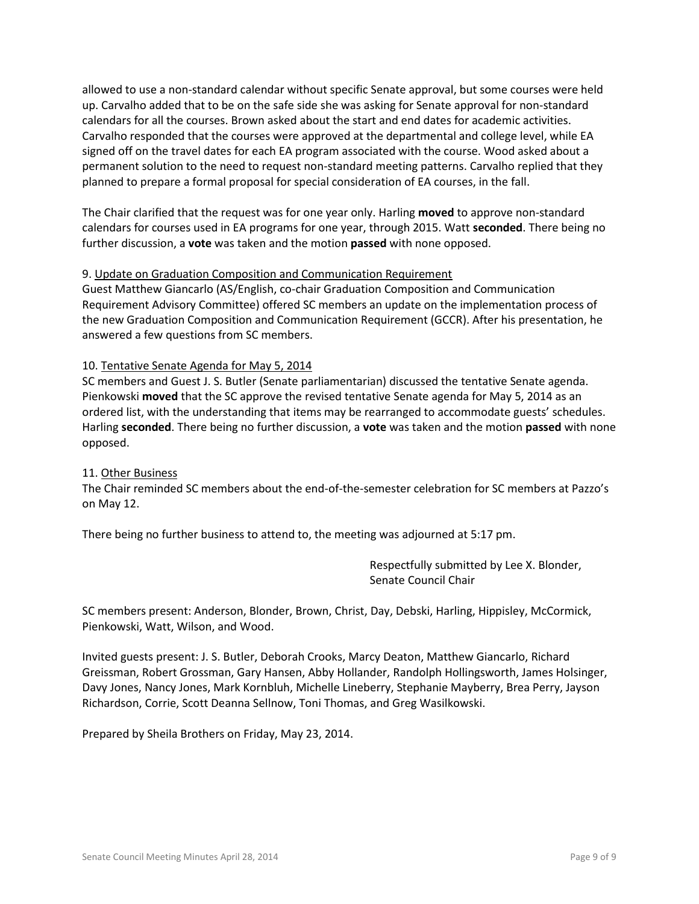allowed to use a non-standard calendar without specific Senate approval, but some courses were held up. Carvalho added that to be on the safe side she was asking for Senate approval for non-standard calendars for all the courses. Brown asked about the start and end dates for academic activities. Carvalho responded that the courses were approved at the departmental and college level, while EA signed off on the travel dates for each EA program associated with the course. Wood asked about a permanent solution to the need to request non-standard meeting patterns. Carvalho replied that they planned to prepare a formal proposal for special consideration of EA courses, in the fall.

The Chair clarified that the request was for one year only. Harling **moved** to approve non-standard calendars for courses used in EA programs for one year, through 2015. Watt **seconded**. There being no further discussion, a **vote** was taken and the motion **passed** with none opposed.

9. Update on Graduation Composition and Communication Requirement

Guest Matthew Giancarlo (AS/English, co-chair Graduation Composition and Communication Requirement Advisory Committee) offered SC members an update on the implementation process of the new Graduation Composition and Communication Requirement (GCCR). After his presentation, he answered a few questions from SC members.

10. Tentative Senate Agenda for May 5, 2014

SC members and Guest J. S. Butler (Senate parliamentarian) discussed the tentative Senate agenda. Pienkowski **moved** that the SC approve the revised tentative Senate agenda for May 5, 2014 as an ordered list, with the understanding that items may be rearranged to accommodate guests' schedules. Harling **seconded**. There being no further discussion, a **vote** was taken and the motion **passed** with none opposed.

11. Other Business

The Chair reminded SC members about the end-of-the-semester celebration for SC members at Pazzo's on May 12.

There being no further business to attend to, the meeting was adjourned at 5:17 pm.

Respectfully submitted by Lee X. Blonder,
Senate Council Chair

SC members present: Anderson, Blonder, Brown, Christ, Day, Debski, Harling, Hippisley, McCormick, Pienkowski, Watt, Wilson, and Wood.

Invited guests present: J. S. Butler, Deborah Crooks, Marcy Deaton, Matthew Giancarlo, Richard Greissman, Robert Grossman, Gary Hansen, Abby Hollander, Randolph Hollingsworth, James Holsinger, Davy Jones, Nancy Jones, Mark Kornbluh, Michelle Lineberry, Stephanie Mayberry, Brea Perry, Jayson Richardson, Corrie, Scott Deanna Sellnow, Toni Thomas, and Greg Wasilkowski.

Prepared by Sheila Brothers on Friday, May 23, 2014.